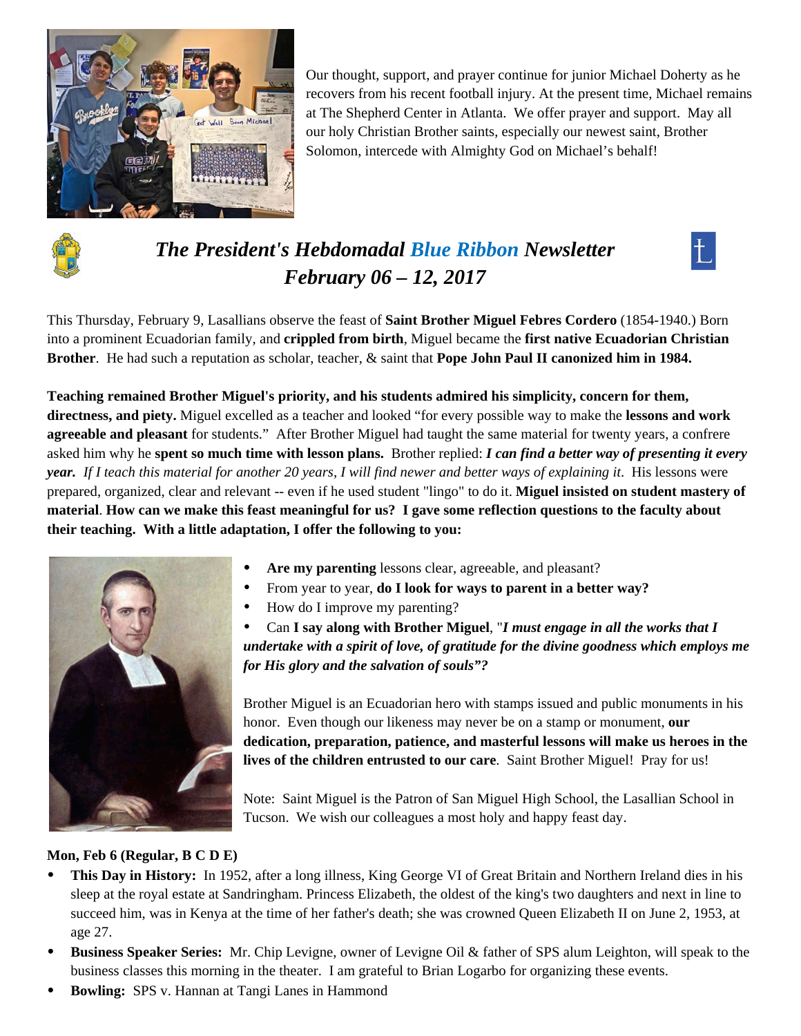Our thought, support, and prayer continue for junior Michael Doherty as he recovers from his recent football injury. At the present time, Michael remains at The Shepherd Center in Atlanta. We offer prayer and support. May all our holy Christian Brother saints, especially our newest saint, Brother Solomon, intercede with Almighty God on Michael's behalf!

# *The President's Hebdomadal Blue Ribbon Newsletter*
# *February 06 – 12, 2017*

This Thursday, February 9, Lasallians observe the feast of **Saint Brother Miguel Febres Cordero** (1854-1940.) Born into a prominent Ecuadorian family, and **crippled from birth**, Miguel became the **first native Ecuadorian Christian Brother**. He had such a reputation as scholar, teacher, & saint that **Pope John Paul II canonized him in 1984.**

**Teaching remained Brother Miguel's priority, and his students admired his simplicity, concern for them, directness, and piety.** Miguel excelled as a teacher and looked "for every possible way to make the **lessons and work agreeable and pleasant** for students." After Brother Miguel had taught the same material for twenty years, a confrere asked him why he **spent so much time with lesson plans.** Brother replied: ***I can find a better way of presenting it every year.*** *If I teach this material for another 20 years, I will find newer and better ways of explaining it*. His lessons were prepared, organized, clear and relevant -- even if he used student "lingo" to do it. **Miguel insisted on student mastery of material**. **How can we make this feast meaningful for us? I gave some reflection questions to the faculty about their teaching. With a little adaptation, I offer the following to you:**

- **Are my parenting** lessons clear, agreeable, and pleasant?
- From year to year, **do I look for ways to parent in a better way?**
- How do I improve my parenting?
- Can **I say along with Brother Miguel**, "***I must engage in all the works that I undertake with a spirit of love, of gratitude for the divine goodness which employs me for His glory and the salvation of souls"?***

Brother Miguel is an Ecuadorian hero with stamps issued and public monuments in his honor. Even though our likeness may never be on a stamp or monument, **our dedication, preparation, patience, and masterful lessons will make us heroes in the lives of the children entrusted to our care**. Saint Brother Miguel! Pray for us!

Note: Saint Miguel is the Patron of San Miguel High School, the Lasallian School in Tucson. We wish our colleagues a most holy and happy feast day.

**Mon, Feb 6 (Regular, B C D E)**

- **This Day in History:** In 1952, after a long illness, King George VI of Great Britain and Northern Ireland dies in his sleep at the royal estate at Sandringham. Princess Elizabeth, the oldest of the king's two daughters and next in line to succeed him, was in Kenya at the time of her father's death; she was crowned Queen Elizabeth II on June 2, 1953, at age 27.
- **Business Speaker Series:** Mr. Chip Levigne, owner of Levigne Oil & father of SPS alum Leighton, will speak to the business classes this morning in the theater. I am grateful to Brian Logarbo for organizing these events.
- **Bowling:** SPS v. Hannan at Tangi Lanes in Hammond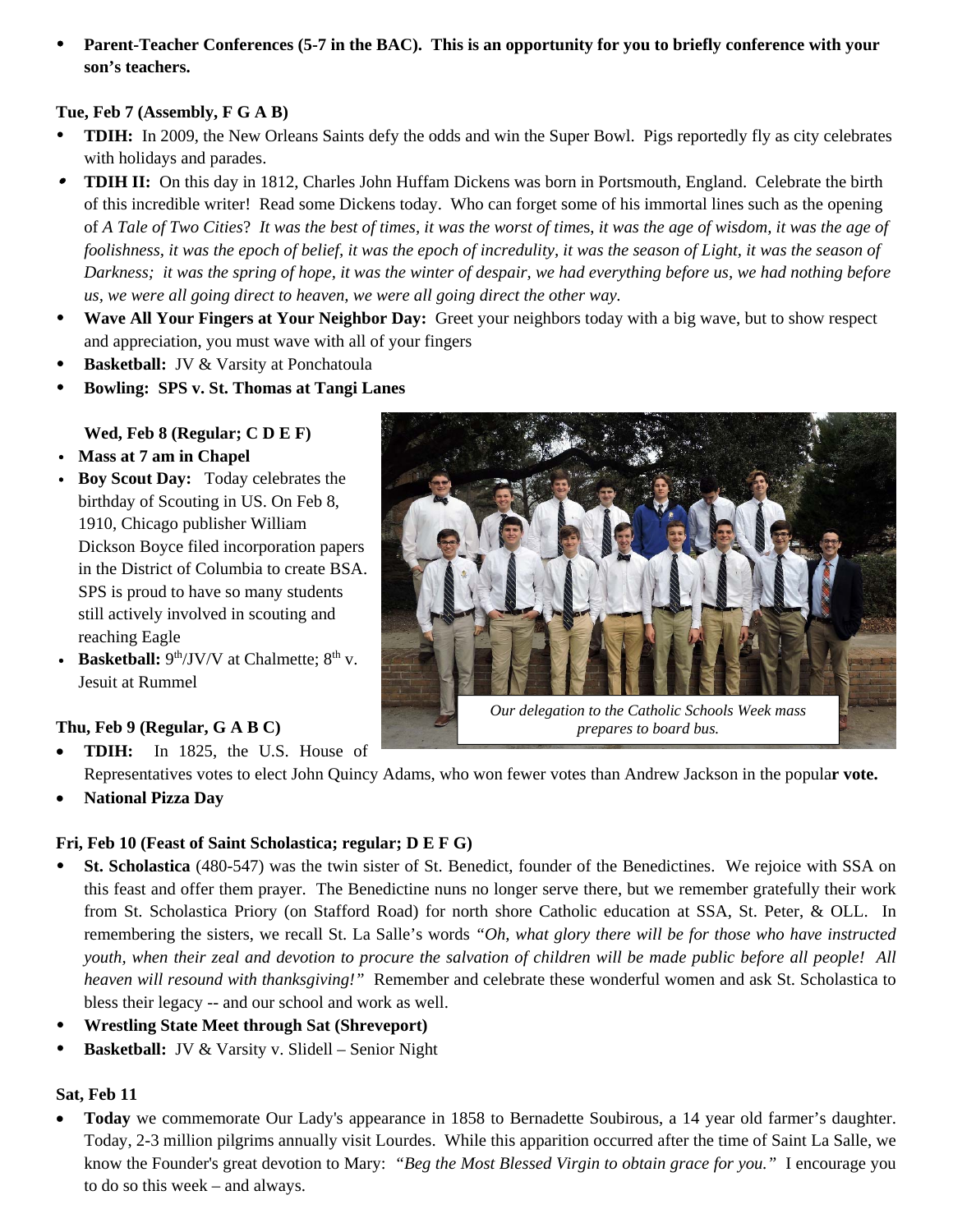- **Parent-Teacher Conferences (5-7 in the BAC). This is an opportunity for you to briefly conference with your son's teachers.**

**Tue, Feb 7 (Assembly, F G A B)**

- **TDIH:** In 2009, the New Orleans Saints defy the odds and win the Super Bowl. Pigs reportedly fly as city celebrates with holidays and parades.
- **TDIH II:** On this day in 1812, Charles John Huffam Dickens was born in Portsmouth, England. Celebrate the birth of this incredible writer! Read some Dickens today. Who can forget some of his immortal lines such as the opening of *A Tale of Two Cities*? *It was the best of times, it was the worst of times, it was the age of wisdom, it was the age of foolishness, it was the epoch of belief, it was the epoch of incredulity, it was the season of Light, it was the season of Darkness; it was the spring of hope, it was the winter of despair, we had everything before us, we had nothing before us, we were all going direct to heaven, we were all going direct the other way.*
- **Wave All Your Fingers at Your Neighbor Day:** Greet your neighbors today with a big wave, but to show respect and appreciation, you must wave with all of your fingers
- **Basketball:** JV & Varsity at Ponchatoula
- **Bowling: SPS v. St. Thomas at Tangi Lanes**

**Wed, Feb 8 (Regular; C D E F)**

- **Mass at 7 am in Chapel**
- **Boy Scout Day:** Today celebrates the birthday of Scouting in US. On Feb 8, 1910, Chicago publisher William Dickson Boyce filed incorporation papers in the District of Columbia to create BSA. SPS is proud to have so many students still actively involved in scouting and reaching Eagle
- **Basketball:** 9th/JV/V at Chalmette; 8th v. Jesuit at Rummel

*Our delegation to the Catholic Schools Week mass prepares to board bus.*

**Thu, Feb 9 (Regular, G A B C)**

- **TDIH:** In 1825, the U.S. House of Representatives votes to elect John Quincy Adams, who won fewer votes than Andrew Jackson in the popula**r vote.**
- **National Pizza Day**

**Fri, Feb 10 (Feast of Saint Scholastica; regular; D E F G)**

- **St. Scholastica** (480-547) was the twin sister of St. Benedict, founder of the Benedictines. We rejoice with SSA on this feast and offer them prayer. The Benedictine nuns no longer serve there, but we remember gratefully their work from St. Scholastica Priory (on Stafford Road) for north shore Catholic education at SSA, St. Peter, & OLL. In remembering the sisters, we recall St. La Salle's words *"Oh, what glory there will be for those who have instructed youth, when their zeal and devotion to procure the salvation of children will be made public before all people! All heaven will resound with thanksgiving!"* Remember and celebrate these wonderful women and ask St. Scholastica to bless their legacy -- and our school and work as well.
- **Wrestling State Meet through Sat (Shreveport)**
- **Basketball:** JV & Varsity v. Slidell – Senior Night

**Sat, Feb 11**

- **Today** we commemorate Our Lady's appearance in 1858 to Bernadette Soubirous, a 14 year old farmer's daughter. Today, 2-3 million pilgrims annually visit Lourdes. While this apparition occurred after the time of Saint La Salle, we know the Founder's great devotion to Mary: *"Beg the Most Blessed Virgin to obtain grace for you."* I encourage you to do so this week – and always.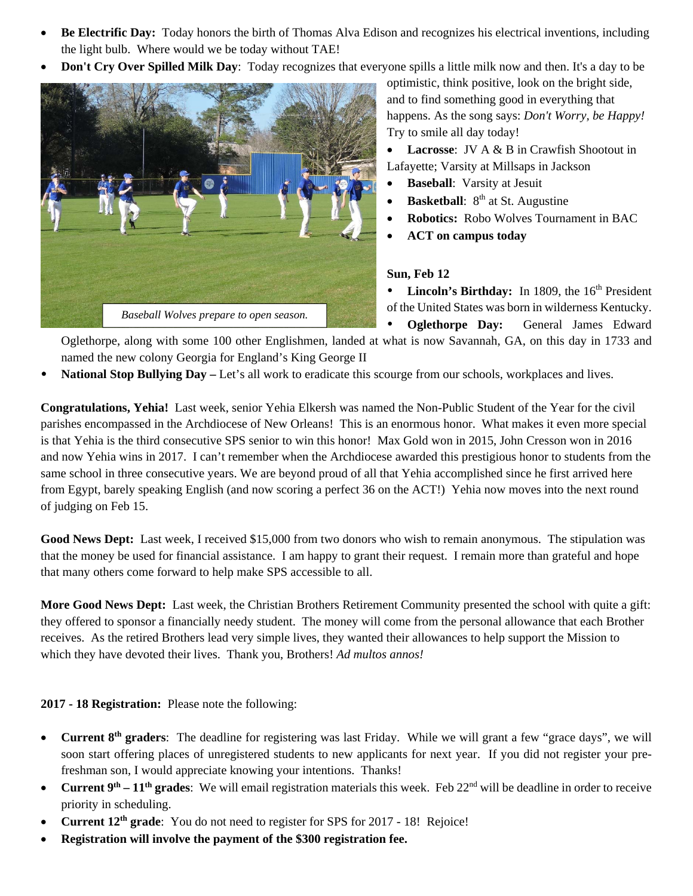- **Be Electric Day:** Today honors the birth of Thomas Alva Edison and recognizes his electrical inventions, including the light bulb. Where would we be today without TAE!
- **Don't Cry Over Spilled Milk Day**: Today recognizes that everyone spills a little milk now and then. It's a day to be optimistic, think positive, look on the bright side, and to find something good in everything that happens. As the song says: *Don't Worry, be Happy!* Try to smile all day today!
- **Lacrosse**: JV A & B in Crawfish Shootout in Lafayette; Varsity at Millsaps in Jackson
- **Baseball**: Varsity at Jesuit
- **Basketball**: 8th at St. Augustine
- **Robotics:** Robo Wolves Tournament in BAC
- **ACT on campus today**

*Baseball Wolves prepare to open season.*

**Sun, Feb 12**

- **Lincoln's Birthday:** In 1809, the 16th President of the United States was born in wilderness Kentucky.
- **Oglethorpe Day:** General James Edward Oglethorpe, along with some 100 other Englishmen, landed at what is now Savannah, GA, on this day in 1733 and named the new colony Georgia for England's King George II
- **National Stop Bullying Day –** Let's all work to eradicate this scourge from our schools, workplaces and lives.

**Congratulations, Yehia!** Last week, senior Yehia Elkersh was named the Non-Public Student of the Year for the civil parishes encompassed in the Archdiocese of New Orleans! This is an enormous honor. What makes it even more special is that Yehia is the third consecutive SPS senior to win this honor! Max Gold won in 2015, John Cresson won in 2016 and now Yehia wins in 2017. I can't remember when the Archdiocese awarded this prestigious honor to students from the same school in three consecutive years. We are beyond proud of all that Yehia accomplished since he first arrived here from Egypt, barely speaking English (and now scoring a perfect 36 on the ACT!) Yehia now moves into the next round of judging on Feb 15.

**Good News Dept:** Last week, I received $15,000 from two donors who wish to remain anonymous. The stipulation was that the money be used for financial assistance. I am happy to grant their request. I remain more than grateful and hope that many others come forward to help make SPS accessible to all.

**More Good News Dept:** Last week, the Christian Brothers Retirement Community presented the school with quite a gift: they offered to sponsor a financially needy student. The money will come from the personal allowance that each Brother receives. As the retired Brothers lead very simple lives, they wanted their allowances to help support the Mission to which they have devoted their lives. Thank you, Brothers! *Ad multos annos!*

**2017 - 18 Registration:** Please note the following:

- **Current 8th graders**: The deadline for registering was last Friday. While we will grant a few "grace days", we will soon start offering places of unregistered students to new applicants for next year. If you did not register your pre-freshman son, I would appreciate knowing your intentions. Thanks!
- **Current 9th – 11th grades**: We will email registration materials this week. Feb 22nd will be deadline in order to receive priority in scheduling.
- **Current 12th grade**: You do not need to register for SPS for 2017 - 18! Rejoice!
- **Registration will involve the payment of the $300 registration fee.**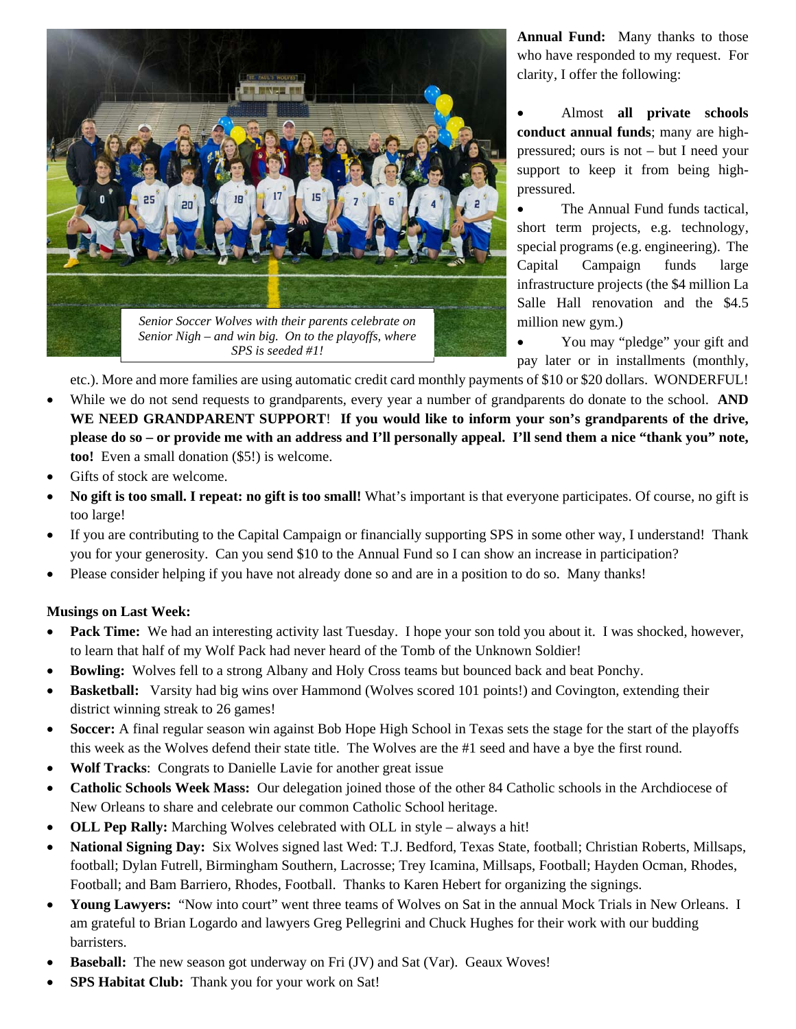*Senior Soccer Wolves with their parents celebrate on Senior Nigh – and win big. On to the playoffs, where SPS is seeded #1!*

**Annual Fund:** Many thanks to those who have responded to my request. For clarity, I offer the following:

- Almost **all private schools conduct annual funds**; many are high-pressured; ours is not – but I need your support to keep it from being high-pressured.
- The Annual Fund funds tactical, short term projects, e.g. technology, special programs (e.g. engineering). The Capital Campaign funds large infrastructure projects (the $4 million La Salle Hall renovation and the $4.5 million new gym.)
- You may "pledge" your gift and pay later or in installments (monthly, etc.). More and more families are using automatic credit card monthly payments of $10 or $20 dollars. WONDERFUL!
- While we do not send requests to grandparents, every year a number of grandparents do donate to the school. **AND WE NEED GRANDPARENT SUPPORT**! **If you would like to inform your son's grandparents of the drive, please do so – or provide me with an address and I'll personally appeal. I'll send them a nice "thank you" note, too!** Even a small donation ($5!) is welcome.
- Gifts of stock are welcome.
- **No gift is too small. I repeat: no gift is too small!** What's important is that everyone participates. Of course, no gift is too large!
- If you are contributing to the Capital Campaign or financially supporting SPS in some other way, I understand! Thank you for your generosity. Can you send $10 to the Annual Fund so I can show an increase in participation?
- Please consider helping if you have not already done so and are in a position to do so. Many thanks!

**Musings on Last Week:**

- **Pack Time:** We had an interesting activity last Tuesday. I hope your son told you about it. I was shocked, however, to learn that half of my Wolf Pack had never heard of the Tomb of the Unknown Soldier!
- **Bowling:** Wolves fell to a strong Albany and Holy Cross teams but bounced back and beat Ponchy.
- **Basketball:** Varsity had big wins over Hammond (Wolves scored 101 points!) and Covington, extending their district winning streak to 26 games!
- **Soccer:** A final regular season win against Bob Hope High School in Texas sets the stage for the start of the playoffs this week as the Wolves defend their state title. The Wolves are the #1 seed and have a bye the first round.
- **Wolf Tracks**: Congrats to Danielle Lavie for another great issue
- **Catholic Schools Week Mass:** Our delegation joined those of the other 84 Catholic schools in the Archdiocese of New Orleans to share and celebrate our common Catholic School heritage.
- **OLL Pep Rally:** Marching Wolves celebrated with OLL in style – always a hit!
- **National Signing Day:** Six Wolves signed last Wed: T.J. Bedford, Texas State, football; Christian Roberts, Millsaps, football; Dylan Futrell, Birmingham Southern, Lacrosse; Trey Icamina, Millsaps, Football; Hayden Ocman, Rhodes, Football; and Bam Barriero, Rhodes, Football. Thanks to Karen Hebert for organizing the signings.
- **Young Lawyers:** "Now into court" went three teams of Wolves on Sat in the annual Mock Trials in New Orleans. I am grateful to Brian Logardo and lawyers Greg Pellegrini and Chuck Hughes for their work with our budding barristers.
- **Baseball:** The new season got underway on Fri (JV) and Sat (Var). Geaux Woves!
- **SPS Habitat Club:** Thank you for your work on Sat!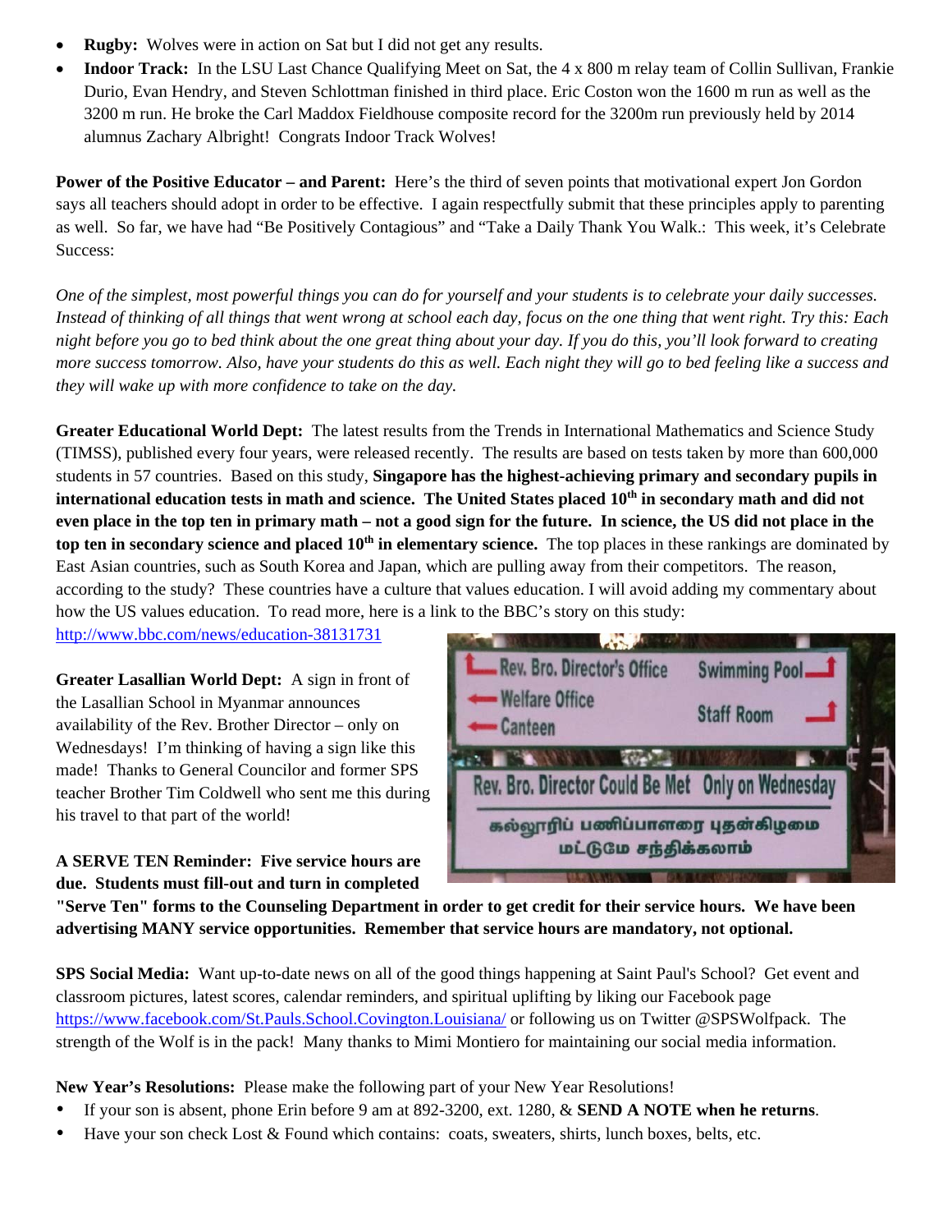- **Rugby:** Wolves were in action on Sat but I did not get any results.
- **Indoor Track:** In the LSU Last Chance Qualifying Meet on Sat, the 4 x 800 m relay team of Collin Sullivan, Frankie Durio, Evan Hendry, and Steven Schlottman finished in third place. Eric Coston won the 1600 m run as well as the 3200 m run. He broke the Carl Maddox Fieldhouse composite record for the 3200m run previously held by 2014 alumnus Zachary Albright! Congrats Indoor Track Wolves!

**Power of the Positive Educator – and Parent:** Here's the third of seven points that motivational expert Jon Gordon says all teachers should adopt in order to be effective. I again respectfully submit that these principles apply to parenting as well. So far, we have had "Be Positively Contagious" and "Take a Daily Thank You Walk.: This week, it's Celebrate Success:

*One of the simplest, most powerful things you can do for yourself and your students is to celebrate your daily successes. Instead of thinking of all things that went wrong at school each day, focus on the one thing that went right. Try this: Each night before you go to bed think about the one great thing about your day. If you do this, you'll look forward to creating more success tomorrow. Also, have your students do this as well. Each night they will go to bed feeling like a success and they will wake up with more confidence to take on the day.*

**Greater Educational World Dept:** The latest results from the Trends in International Mathematics and Science Study (TIMSS), published every four years, were released recently. The results are based on tests taken by more than 600,000 students in 57 countries. Based on this study, **Singapore has the highest-achieving primary and secondary pupils in international education tests in math and science. The United States placed 10th in secondary math and did not even place in the top ten in primary math – not a good sign for the future. In science, the US did not place in the top ten in secondary science and placed 10th in elementary science.** The top places in these rankings are dominated by East Asian countries, such as South Korea and Japan, which are pulling away from their competitors. The reason, according to the study? These countries have a culture that values education. I will avoid adding my commentary about how the US values education. To read more, here is a link to the BBC's story on this study: http://www.bbc.com/news/education-38131731

**Greater Lasallian World Dept:** A sign in front of the Lasallian School in Myanmar announces availability of the Rev. Brother Director – only on Wednesdays! I'm thinking of having a sign like this made! Thanks to General Councilor and former SPS teacher Brother Tim Coldwell who sent me this during his travel to that part of the world!

**A SERVE TEN Reminder: Five service hours are due. Students must fill-out and turn in completed "Serve Ten" forms to the Counseling Department in order to get credit for their service hours. We have been advertising MANY service opportunities. Remember that service hours are mandatory, not optional.**

**SPS Social Media:** Want up-to-date news on all of the good things happening at Saint Paul's School? Get event and classroom pictures, latest scores, calendar reminders, and spiritual uplifting by liking our Facebook page https://www.facebook.com/St.Pauls.School.Covington.Louisiana/ or following us on Twitter @SPSWolfpack. The strength of the Wolf is in the pack! Many thanks to Mimi Montiero for maintaining our social media information.

**New Year's Resolutions:** Please make the following part of your New Year Resolutions!

- If your son is absent, phone Erin before 9 am at 892-3200, ext. 1280, & **SEND A NOTE when he returns**.
- Have your son check Lost & Found which contains: coats, sweaters, shirts, lunch boxes, belts, etc.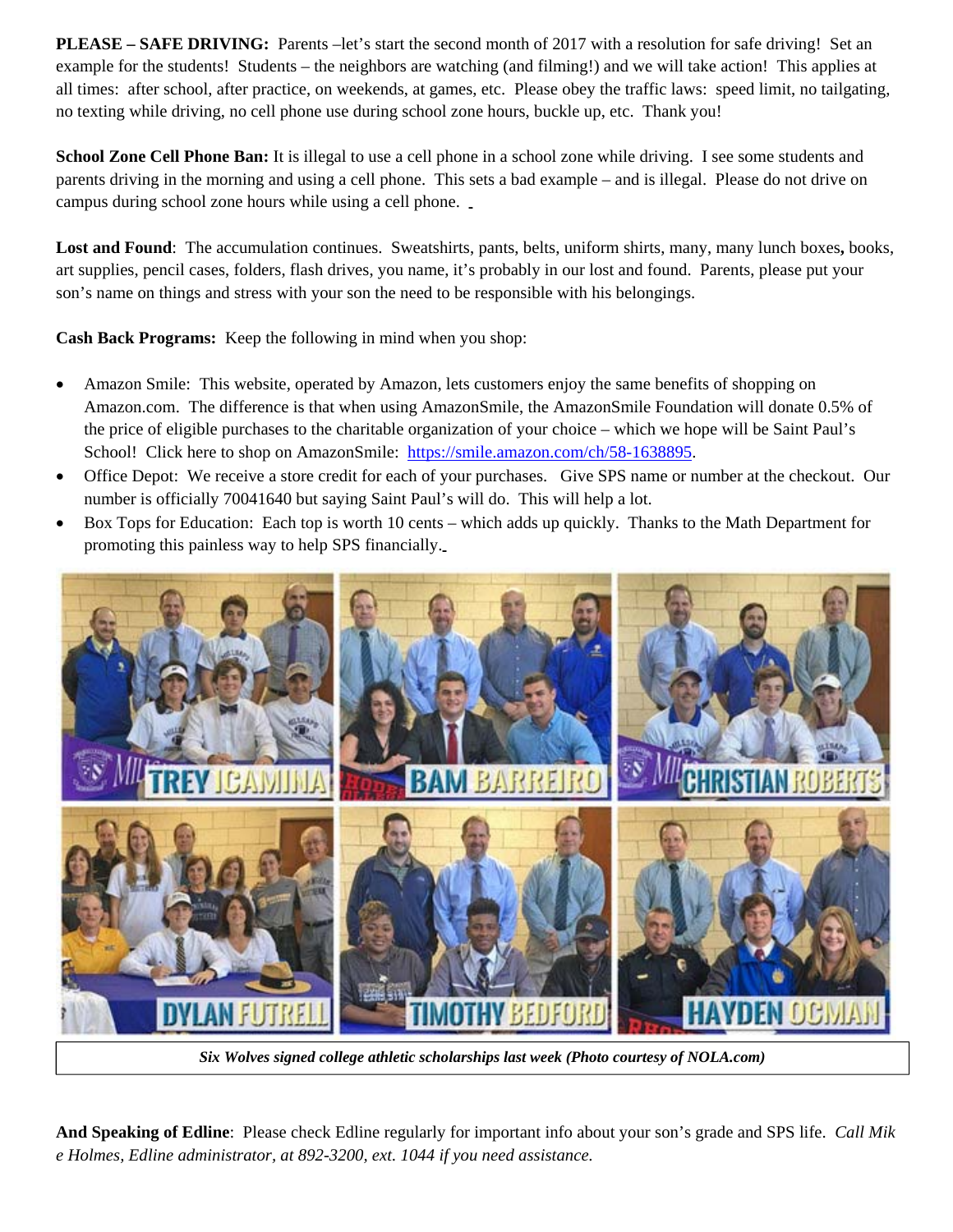**PLEASE – SAFE DRIVING:** Parents –let's start the second month of 2017 with a resolution for safe driving! Set an example for the students! Students – the neighbors are watching (and filming!) and we will take action! This applies at all times: after school, after practice, on weekends, at games, etc. Please obey the traffic laws: speed limit, no tailgating, no texting while driving, no cell phone use during school zone hours, buckle up, etc. Thank you!

**School Zone Cell Phone Ban:** It is illegal to use a cell phone in a school zone while driving. I see some students and parents driving in the morning and using a cell phone. This sets a bad example – and is illegal. Please do not drive on campus during school zone hours while using a cell phone.

**Lost and Found**: The accumulation continues. Sweatshirts, pants, belts, uniform shirts, many, many lunch boxes**,** books, art supplies, pencil cases, folders, flash drives, you name, it's probably in our lost and found. Parents, please put your son's name on things and stress with your son the need to be responsible with his belongings.

**Cash Back Programs:** Keep the following in mind when you shop:

- Amazon Smile: This website, operated by Amazon, lets customers enjoy the same benefits of shopping on Amazon.com. The difference is that when using AmazonSmile, the AmazonSmile Foundation will donate 0.5% of the price of eligible purchases to the charitable organization of your choice – which we hope will be Saint Paul's School! Click here to shop on AmazonSmile: https://smile.amazon.com/ch/58-1638895.
- Office Depot: We receive a store credit for each of your purchases. Give SPS name or number at the checkout. Our number is officially 70041640 but saying Saint Paul's will do. This will help a lot.
- Box Tops for Education: Each top is worth 10 cents – which adds up quickly. Thanks to the Math Department for promoting this painless way to help SPS financially.

TREY ICAMINA | BAM BARREIRO | CHRISTIAN ROBERTS | DYLAN FUTRELL | TIMOTHY BEDFORD | HAYDEN OCMAN

*Six Wolves signed college athletic scholarships last week (Photo courtesy of NOLA.com)*

**And Speaking of Edline**: Please check Edline regularly for important info about your son's grade and SPS life. *Call Mike Holmes, Edline administrator, at 892-3200, ext. 1044 if you need assistance.*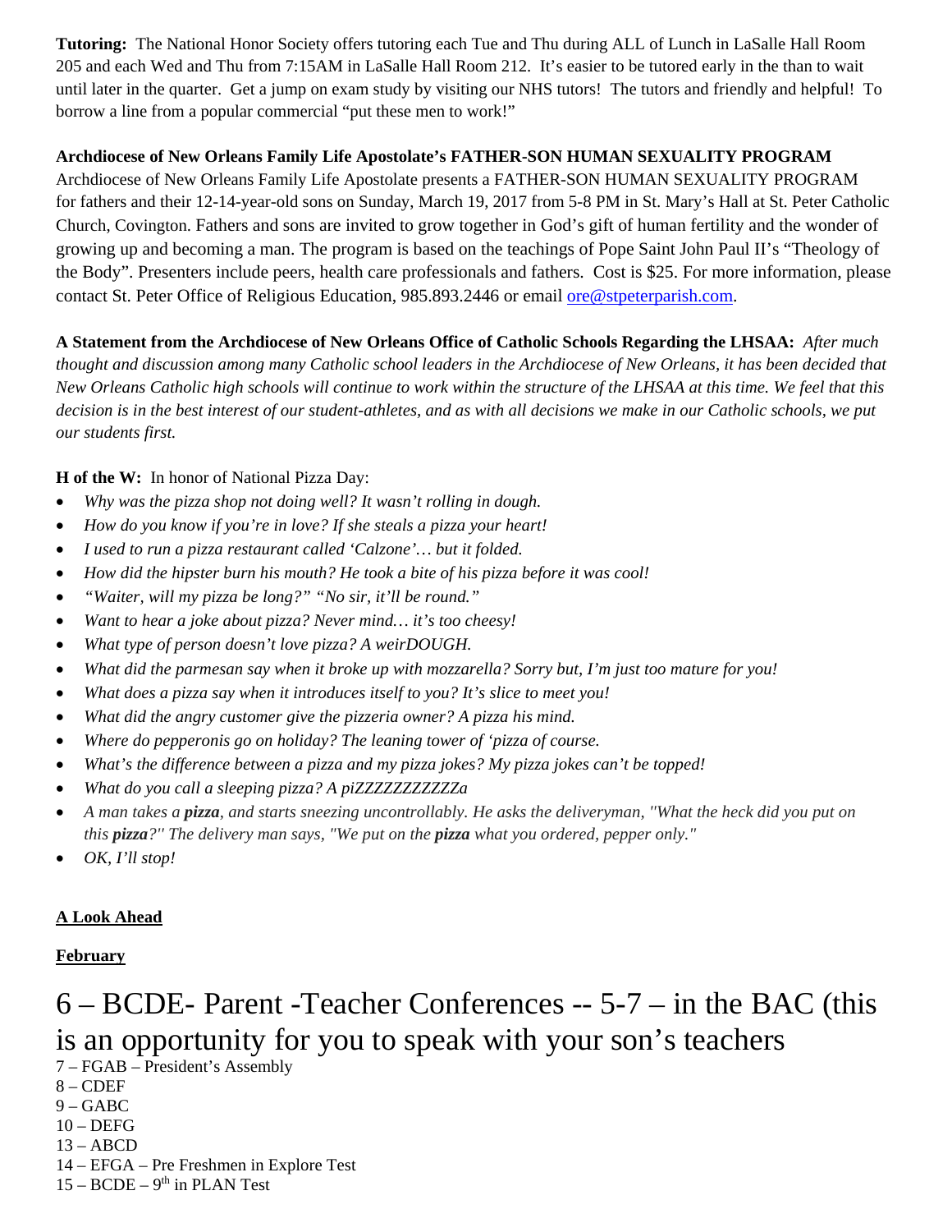**Tutoring:** The National Honor Society offers tutoring each Tue and Thu during ALL of Lunch in LaSalle Hall Room 205 and each Wed and Thu from 7:15AM in LaSalle Hall Room 212. It's easier to be tutored early in the than to wait until later in the quarter. Get a jump on exam study by visiting our NHS tutors! The tutors and friendly and helpful! To borrow a line from a popular commercial "put these men to work!"

**Archdiocese of New Orleans Family Life Apostolate's FATHER-SON HUMAN SEXUALITY PROGRAM**
Archdiocese of New Orleans Family Life Apostolate presents a FATHER-SON HUMAN SEXUALITY PROGRAM for fathers and their 12-14-year-old sons on Sunday, March 19, 2017 from 5-8 PM in St. Mary's Hall at St. Peter Catholic Church, Covington. Fathers and sons are invited to grow together in God's gift of human fertility and the wonder of growing up and becoming a man. The program is based on the teachings of Pope Saint John Paul II's "Theology of the Body". Presenters include peers, health care professionals and fathers. Cost is $25. For more information, please contact St. Peter Office of Religious Education, 985.893.2446 or email ore@stpeterparish.com.

**A Statement from the Archdiocese of New Orleans Office of Catholic Schools Regarding the LHSAA:** *After much thought and discussion among many Catholic school leaders in the Archdiocese of New Orleans, it has been decided that New Orleans Catholic high schools will continue to work within the structure of the LHSAA at this time. We feel that this decision is in the best interest of our student-athletes, and as with all decisions we make in our Catholic schools, we put our students first.*

**H of the W:** In honor of National Pizza Day:

- *Why was the pizza shop not doing well? It wasn't rolling in dough.*
- *How do you know if you're in love? If she steals a pizza your heart!*
- *I used to run a pizza restaurant called 'Calzone'… but it folded.*
- *How did the hipster burn his mouth? He took a bite of his pizza before it was cool!*
- *"Waiter, will my pizza be long?" "No sir, it'll be round."*
- *Want to hear a joke about pizza? Never mind… it's too cheesy!*
- *What type of person doesn't love pizza? A weirDOUGH.*
- *What did the parmesan say when it broke up with mozzarella? Sorry but, I'm just too mature for you!*
- *What does a pizza say when it introduces itself to you? It's slice to meet you!*
- *What did the angry customer give the pizzeria owner? A pizza his mind.*
- *Where do pepperonis go on holiday? The leaning tower of 'pizza of course.*
- *What's the difference between a pizza and my pizza jokes? My pizza jokes can't be topped!*
- *What do you call a sleeping pizza? A piZZZZZZZZZZZa*
- *A man takes a **pizza**, and starts sneezing uncontrollably. He asks the deliveryman, "What the heck did you put on this **pizza**?" The delivery man says, "We put on the **pizza** what you ordered, pepper only."*
- *OK, I'll stop!*

**<u>A Look Ahead</u>**

**<u>February</u>**

# 6 – BCDE- Parent -Teacher Conferences -- 5-7 – in the BAC (this is an opportunity for you to speak with your son's teachers

7 – FGAB – President's Assembly
8 – CDEF
9 – GABC
10 – DEFG
13 – ABCD
14 – EFGA – Pre Freshmen in Explore Test
15 – BCDE – 9th in PLAN Test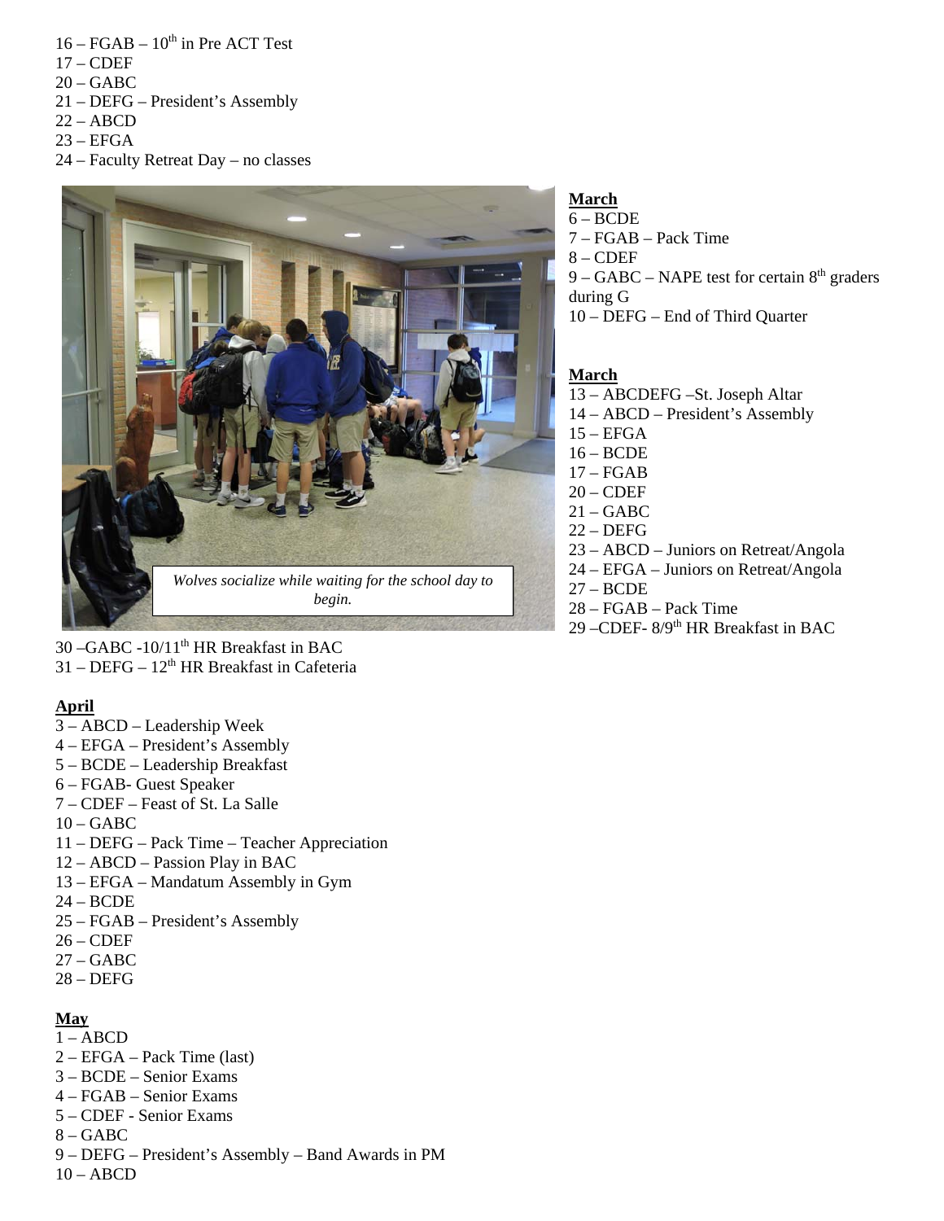16 – FGAB – 10th in Pre ACT Test
17 – CDEF
20 – GABC
21 – DEFG – President's Assembly
22 – ABCD
23 – EFGA
24 – Faculty Retreat Day – no classes

*Wolves socialize while waiting for the school day to begin.*

30 –GABC -10/11th HR Breakfast in BAC
31 – DEFG – 12th HR Breakfast in Cafeteria

**March**
6 – BCDE
7 – FGAB – Pack Time
8 – CDEF
9 – GABC – NAPE test for certain 8th graders during G
10 – DEFG – End of Third Quarter

**March**
13 – ABCDEFG –St. Joseph Altar
14 – ABCD – President's Assembly
15 – EFGA
16 – BCDE
17 – FGAB
20 – CDEF
21 – GABC
22 – DEFG
23 – ABCD – Juniors on Retreat/Angola
24 – EFGA – Juniors on Retreat/Angola
27 – BCDE
28 – FGAB – Pack Time
29 –CDEF- 8/9th HR Breakfast in BAC

**April**
3 – ABCD – Leadership Week
4 – EFGA – President's Assembly
5 – BCDE – Leadership Breakfast
6 – FGAB- Guest Speaker
7 – CDEF – Feast of St. La Salle
10 – GABC
11 – DEFG – Pack Time – Teacher Appreciation
12 – ABCD – Passion Play in BAC
13 – EFGA – Mandatum Assembly in Gym
24 – BCDE
25 – FGAB – President's Assembly
26 – CDEF
27 – GABC
28 – DEFG

**May**
1 – ABCD
2 – EFGA – Pack Time (last)
3 – BCDE – Senior Exams
4 – FGAB – Senior Exams
5 – CDEF - Senior Exams
8 – GABC
9 – DEFG – President's Assembly – Band Awards in PM
10 – ABCD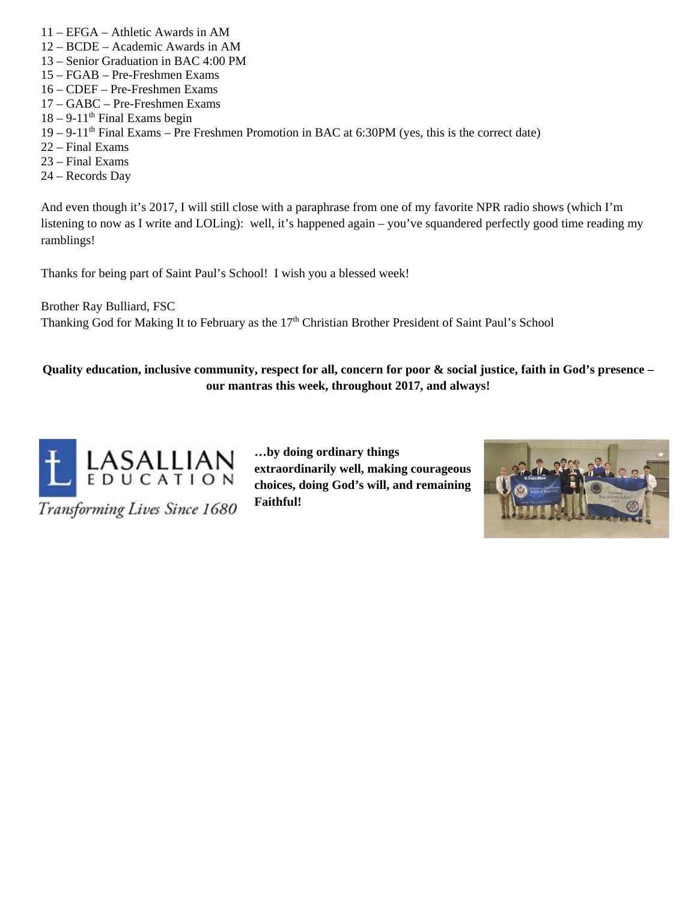11 – EFGA – Athletic Awards in AM  
12 – BCDE – Academic Awards in AM  
13 – Senior Graduation in BAC 4:00 PM  
15 – FGAB – Pre-Freshmen Exams  
16 – CDEF – Pre-Freshmen Exams  
17 – GABC – Pre-Freshmen Exams  
18 – 9-11th Final Exams begin  
19 – 9-11th Final Exams – Pre Freshmen Promotion in BAC at 6:30PM (yes, this is the correct date)  
22 – Final Exams  
23 – Final Exams  
24 – Records Day

And even though it's 2017, I will still close with a paraphrase from one of my favorite NPR radio shows (which I'm listening to now as I write and LOLing): well, it's happened again – you've squandered perfectly good time reading my ramblings!

Thanks for being part of Saint Paul's School! I wish you a blessed week!

Brother Ray Bulliard, FSC  
Thanking God for Making It to February as the 17th Christian Brother President of Saint Paul's School

**Quality education, inclusive community, respect for all, concern for poor & social justice, faith in God's presence – our mantras this week, throughout 2017, and always!**

LASALLIAN EDUCATION  
*Transforming Lives Since 1680*

**…by doing ordinary things extraordinarily well, making courageous choices, doing God's will, and remaining Faithful!**